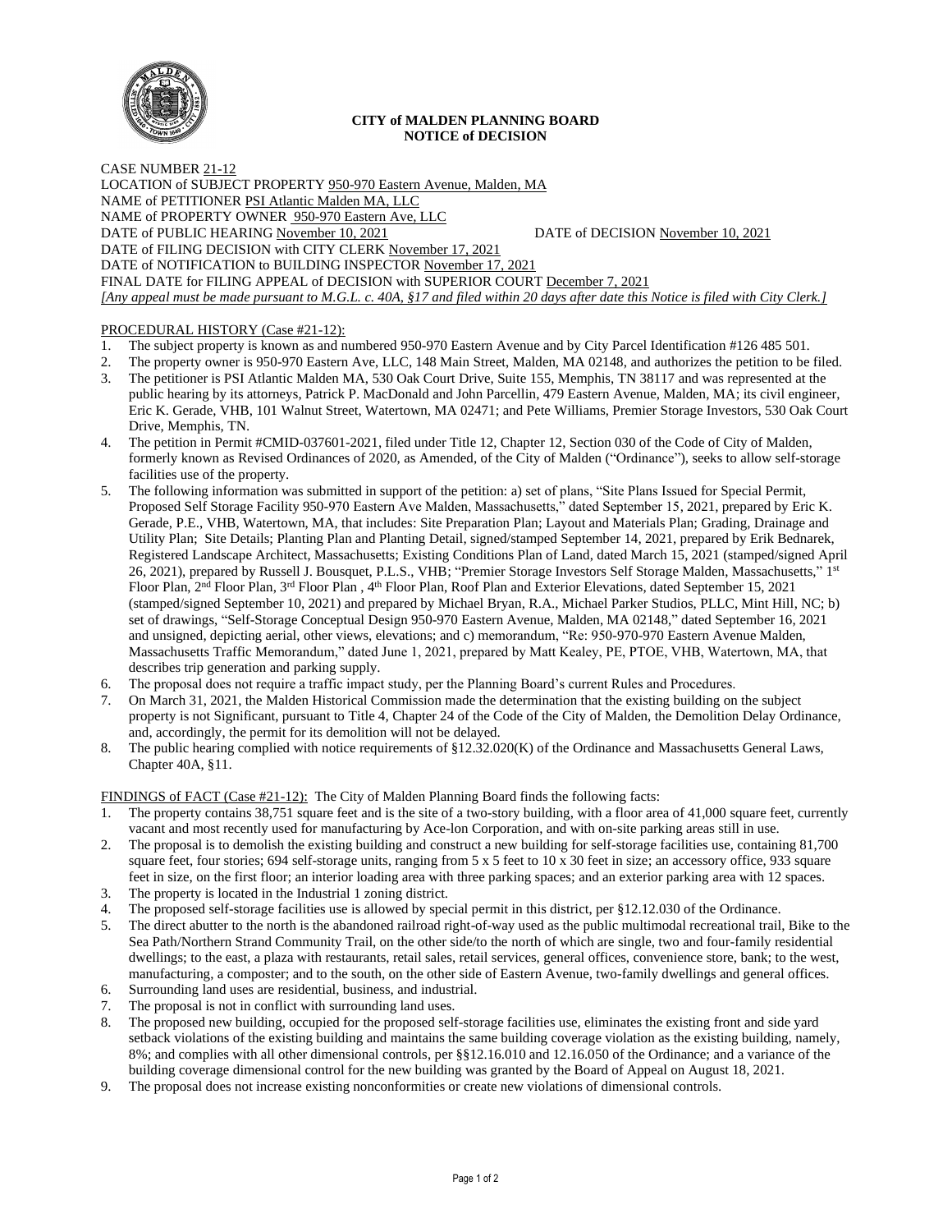**CITY of MALDEN PLANNING BOARD**
**NOTICE of DECISION**

CASE NUMBER 21-12
LOCATION of SUBJECT PROPERTY 950-970 Eastern Avenue, Malden, MA
NAME of PETITIONER PSI Atlantic Malden MA, LLC
NAME of PROPERTY OWNER 950-970 Eastern Ave, LLC
DATE of PUBLIC HEARING November 10, 2021 DATE of DECISION November 10, 2021
DATE of FILING DECISION with CITY CLERK November 17, 2021
DATE of NOTIFICATION to BUILDING INSPECTOR November 17, 2021
FINAL DATE for FILING APPEAL of DECISION with SUPERIOR COURT December 7, 2021
*[Any appeal must be made pursuant to M.G.L. c. 40A, §17 and filed within 20 days after date this Notice is filed with City Clerk.]*

PROCEDURAL HISTORY (Case #21-12):

1. The subject property is known as and numbered 950-970 Eastern Avenue and by City Parcel Identification #126 485 501.
2. The property owner is 950-970 Eastern Ave, LLC, 148 Main Street, Malden, MA 02148, and authorizes the petition to be filed.
3. The petitioner is PSI Atlantic Malden MA, 530 Oak Court Drive, Suite 155, Memphis, TN 38117 and was represented at the public hearing by its attorneys, Patrick P. MacDonald and John Parcellin, 479 Eastern Avenue, Malden, MA; its civil engineer, Eric K. Gerade, VHB, 101 Walnut Street, Watertown, MA 02471; and Pete Williams, Premier Storage Investors, 530 Oak Court Drive, Memphis, TN.
4. The petition in Permit #CMID-037601-2021, filed under Title 12, Chapter 12, Section 030 of the Code of City of Malden, formerly known as Revised Ordinances of 2020, as Amended, of the City of Malden ("Ordinance"), seeks to allow self-storage facilities use of the property.
5. The following information was submitted in support of the petition: a) set of plans, "Site Plans Issued for Special Permit, Proposed Self Storage Facility 950-970 Eastern Ave Malden, Massachusetts," dated September 15, 2021, prepared by Eric K. Gerade, P.E., VHB, Watertown, MA, that includes: Site Preparation Plan; Layout and Materials Plan; Grading, Drainage and Utility Plan; Site Details; Planting Plan and Planting Detail, signed/stamped September 14, 2021, prepared by Erik Bednarek, Registered Landscape Architect, Massachusetts; Existing Conditions Plan of Land, dated March 15, 2021 (stamped/signed April 26, 2021), prepared by Russell J. Bousquet, P.L.S., VHB; "Premier Storage Investors Self Storage Malden, Massachusetts," 1st Floor Plan, 2nd Floor Plan, 3rd Floor Plan , 4th Floor Plan, Roof Plan and Exterior Elevations, dated September 15, 2021 (stamped/signed September 10, 2021) and prepared by Michael Bryan, R.A., Michael Parker Studios, PLLC, Mint Hill, NC; b) set of drawings, "Self-Storage Conceptual Design 950-970 Eastern Avenue, Malden, MA 02148," dated September 16, 2021 and unsigned, depicting aerial, other views, elevations; and c) memorandum, "Re: 950-970-970 Eastern Avenue Malden, Massachusetts Traffic Memorandum," dated June 1, 2021, prepared by Matt Kealey, PE, PTOE, VHB, Watertown, MA, that describes trip generation and parking supply.
6. The proposal does not require a traffic impact study, per the Planning Board's current Rules and Procedures.
7. On March 31, 2021, the Malden Historical Commission made the determination that the existing building on the subject property is not Significant, pursuant to Title 4, Chapter 24 of the Code of the City of Malden, the Demolition Delay Ordinance, and, accordingly, the permit for its demolition will not be delayed.
8. The public hearing complied with notice requirements of §12.32.020(K) of the Ordinance and Massachusetts General Laws, Chapter 40A, §11.

FINDINGS of FACT (Case #21-12): The City of Malden Planning Board finds the following facts:

1. The property contains 38,751 square feet and is the site of a two-story building, with a floor area of 41,000 square feet, currently vacant and most recently used for manufacturing by Ace-lon Corporation, and with on-site parking areas still in use.
2. The proposal is to demolish the existing building and construct a new building for self-storage facilities use, containing 81,700 square feet, four stories; 694 self-storage units, ranging from 5 x 5 feet to 10 x 30 feet in size; an accessory office, 933 square feet in size, on the first floor; an interior loading area with three parking spaces; and an exterior parking area with 12 spaces.
3. The property is located in the Industrial 1 zoning district.
4. The proposed self-storage facilities use is allowed by special permit in this district, per §12.12.030 of the Ordinance.
5. The direct abutter to the north is the abandoned railroad right-of-way used as the public multimodal recreational trail, Bike to the Sea Path/Northern Strand Community Trail, on the other side/to the north of which are single, two and four-family residential dwellings; to the east, a plaza with restaurants, retail sales, retail services, general offices, convenience store, bank; to the west, manufacturing, a composter; and to the south, on the other side of Eastern Avenue, two-family dwellings and general offices.
6. Surrounding land uses are residential, business, and industrial.
7. The proposal is not in conflict with surrounding land uses.
8. The proposed new building, occupied for the proposed self-storage facilities use, eliminates the existing front and side yard setback violations of the existing building and maintains the same building coverage violation as the existing building, namely, 8%; and complies with all other dimensional controls, per §§12.16.010 and 12.16.050 of the Ordinance; and a variance of the building coverage dimensional control for the new building was granted by the Board of Appeal on August 18, 2021.
9. The proposal does not increase existing nonconformities or create new violations of dimensional controls.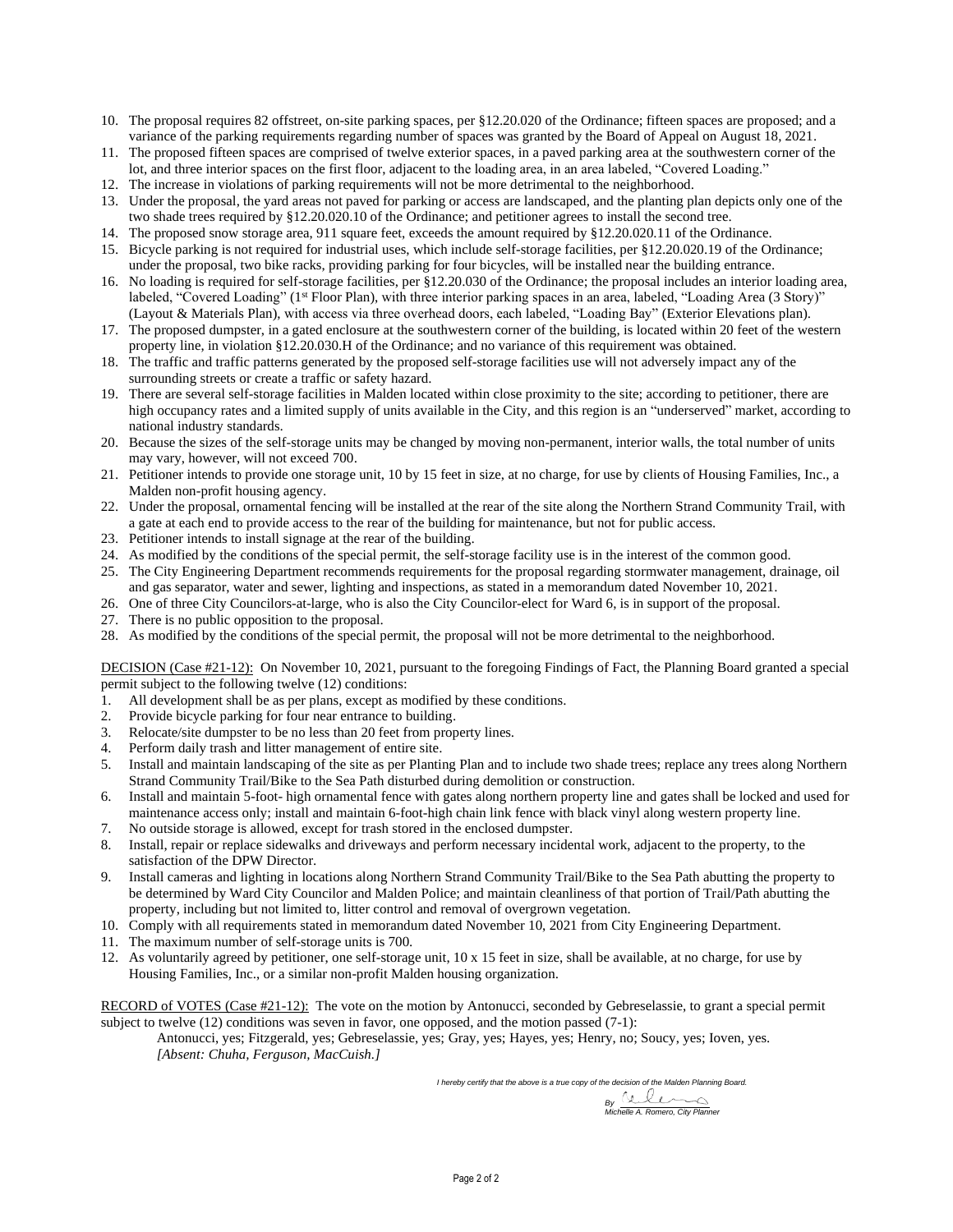10. The proposal requires 82 offstreet, on-site parking spaces, per §12.20.020 of the Ordinance; fifteen spaces are proposed; and a variance of the parking requirements regarding number of spaces was granted by the Board of Appeal on August 18, 2021.
11. The proposed fifteen spaces are comprised of twelve exterior spaces, in a paved parking area at the southwestern corner of the lot, and three interior spaces on the first floor, adjacent to the loading area, in an area labeled, "Covered Loading."
12. The increase in violations of parking requirements will not be more detrimental to the neighborhood.
13. Under the proposal, the yard areas not paved for parking or access are landscaped, and the planting plan depicts only one of the two shade trees required by §12.20.020.10 of the Ordinance; and petitioner agrees to install the second tree.
14. The proposed snow storage area, 911 square feet, exceeds the amount required by §12.20.020.11 of the Ordinance.
15. Bicycle parking is not required for industrial uses, which include self-storage facilities, per §12.20.020.19 of the Ordinance; under the proposal, two bike racks, providing parking for four bicycles, will be installed near the building entrance.
16. No loading is required for self-storage facilities, per §12.20.030 of the Ordinance; the proposal includes an interior loading area, labeled, "Covered Loading" (1st Floor Plan), with three interior parking spaces in an area, labeled, "Loading Area (3 Story)" (Layout & Materials Plan), with access via three overhead doors, each labeled, "Loading Bay" (Exterior Elevations plan).
17. The proposed dumpster, in a gated enclosure at the southwestern corner of the building, is located within 20 feet of the western property line, in violation §12.20.030.H of the Ordinance; and no variance of this requirement was obtained.
18. The traffic and traffic patterns generated by the proposed self-storage facilities use will not adversely impact any of the surrounding streets or create a traffic or safety hazard.
19. There are several self-storage facilities in Malden located within close proximity to the site; according to petitioner, there are high occupancy rates and a limited supply of units available in the City, and this region is an "underserved" market, according to national industry standards.
20. Because the sizes of the self-storage units may be changed by moving non-permanent, interior walls, the total number of units may vary, however, will not exceed 700.
21. Petitioner intends to provide one storage unit, 10 by 15 feet in size, at no charge, for use by clients of Housing Families, Inc., a Malden non-profit housing agency.
22. Under the proposal, ornamental fencing will be installed at the rear of the site along the Northern Strand Community Trail, with a gate at each end to provide access to the rear of the building for maintenance, but not for public access.
23. Petitioner intends to install signage at the rear of the building.
24. As modified by the conditions of the special permit, the self-storage facility use is in the interest of the common good.
25. The City Engineering Department recommends requirements for the proposal regarding stormwater management, drainage, oil and gas separator, water and sewer, lighting and inspections, as stated in a memorandum dated November 10, 2021.
26. One of three City Councilors-at-large, who is also the City Councilor-elect for Ward 6, is in support of the proposal.
27. There is no public opposition to the proposal.
28. As modified by the conditions of the special permit, the proposal will not be more detrimental to the neighborhood.

DECISION (Case #21-12): On November 10, 2021, pursuant to the foregoing Findings of Fact, the Planning Board granted a special permit subject to the following twelve (12) conditions:

1. All development shall be as per plans, except as modified by these conditions.
2. Provide bicycle parking for four near entrance to building.
3. Relocate/site dumpster to be no less than 20 feet from property lines.
4. Perform daily trash and litter management of entire site.
5. Install and maintain landscaping of the site as per Planting Plan and to include two shade trees; replace any trees along Northern Strand Community Trail/Bike to the Sea Path disturbed during demolition or construction.
6. Install and maintain 5-foot- high ornamental fence with gates along northern property line and gates shall be locked and used for maintenance access only; install and maintain 6-foot-high chain link fence with black vinyl along western property line.
7. No outside storage is allowed, except for trash stored in the enclosed dumpster.
8. Install, repair or replace sidewalks and driveways and perform necessary incidental work, adjacent to the property, to the satisfaction of the DPW Director.
9. Install cameras and lighting in locations along Northern Strand Community Trail/Bike to the Sea Path abutting the property to be determined by Ward City Councilor and Malden Police; and maintain cleanliness of that portion of Trail/Path abutting the property, including but not limited to, litter control and removal of overgrown vegetation.
10. Comply with all requirements stated in memorandum dated November 10, 2021 from City Engineering Department.
11. The maximum number of self-storage units is 700.
12. As voluntarily agreed by petitioner, one self-storage unit, 10 x 15 feet in size, shall be available, at no charge, for use by Housing Families, Inc., or a similar non-profit Malden housing organization.

RECORD of VOTES (Case #21-12): The vote on the motion by Antonucci, seconded by Gebreselassie, to grant a special permit subject to twelve (12) conditions was seven in favor, one opposed, and the motion passed (7-1):

Antonucci, yes; Fitzgerald, yes; Gebreselassie, yes; Gray, yes; Hayes, yes; Henry, no; Soucy, yes; Ioven, yes.
*[Absent: Chuha, Ferguson, MacCuish.]*

*I hereby certify that the above is a true copy of the decision of the Malden Planning Board.*

*By*
*Michelle A. Romero, City Planner*